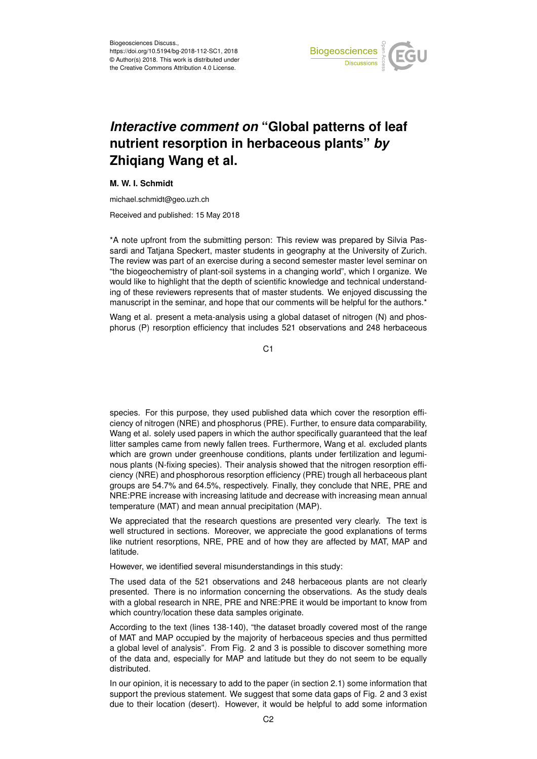Biogeosciences Discuss.,
https://doi.org/10.5194/bg-2018-112-SC1, 2018
© Author(s) 2018. This work is distributed under
the Creative Commons Attribution 4.0 License.

# *Interactive comment on* "Global patterns of leaf nutrient resorption in herbaceous plants" *by* Zhiqiang Wang et al.

**M. W. I. Schmidt**

michael.schmidt@geo.uzh.ch

Received and published: 15 May 2018

*A note upfront from the submitting person: This review was prepared by Silvia Passardi and Tatjana Speckert, master students in geography at the University of Zurich. The review was part of an exercise during a second semester master level seminar on "the biogeochemistry of plant-soil systems in a changing world", which I organize. We would like to highlight that the depth of scientific knowledge and technical understanding of these reviewers represents that of master students. We enjoyed discussing the manuscript in the seminar, and hope that our comments will be helpful for the authors.*

Wang et al. present a meta-analysis using a global dataset of nitrogen (N) and phosphorus (P) resorption efficiency that includes 521 observations and 248 herbaceous species. For this purpose, they used published data which cover the resorption efficiency of nitrogen (NRE) and phosphorus (PRE). Further, to ensure data comparability, Wang et al. solely used papers in which the author specifically guaranteed that the leaf litter samples came from newly fallen trees. Furthermore, Wang et al. excluded plants which are grown under greenhouse conditions, plants under fertilization and leguminous plants (N-fixing species). Their analysis showed that the nitrogen resorption efficiency (NRE) and phosphorous resorption efficiency (PRE) trough all herbaceous plant groups are 54.7% and 64.5%, respectively. Finally, they conclude that NRE, PRE and NRE:PRE increase with increasing latitude and decrease with increasing mean annual temperature (MAT) and mean annual precipitation (MAP).

We appreciated that the research questions are presented very clearly. The text is well structured in sections. Moreover, we appreciate the good explanations of terms like nutrient resorptions, NRE, PRE and of how they are affected by MAT, MAP and latitude.

However, we identified several misunderstandings in this study:

The used data of the 521 observations and 248 herbaceous plants are not clearly presented. There is no information concerning the observations. As the study deals with a global research in NRE, PRE and NRE:PRE it would be important to know from which country/location these data samples originate.

According to the text (lines 138-140), "the dataset broadly covered most of the range of MAT and MAP occupied by the majority of herbaceous species and thus permitted a global level of analysis". From Fig. 2 and 3 is possible to discover something more of the data and, especially for MAP and latitude but they do not seem to be equally distributed.

In our opinion, it is necessary to add to the paper (in section 2.1) some information that support the previous statement. We suggest that some data gaps of Fig. 2 and 3 exist due to their location (desert). However, it would be helpful to add some information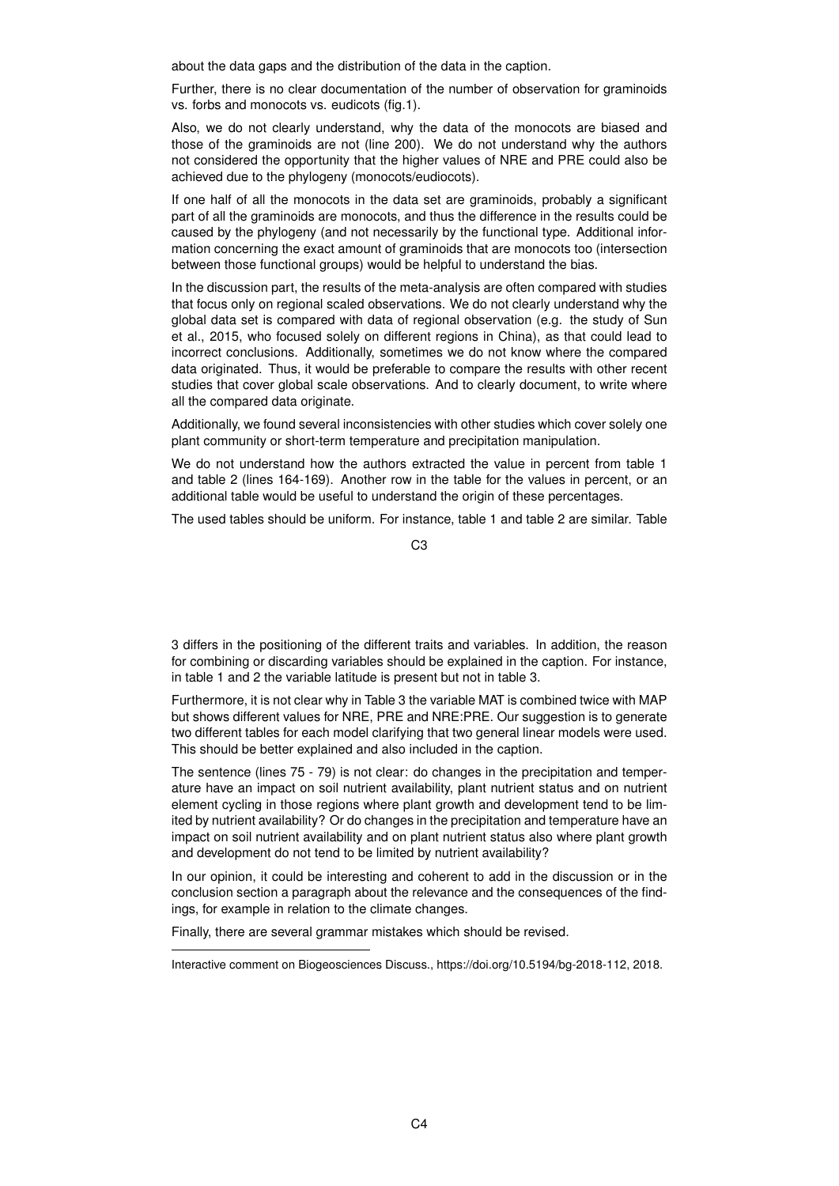about the data gaps and the distribution of the data in the caption.

Further, there is no clear documentation of the number of observation for graminoids vs. forbs and monocots vs. eudicots (fig.1).

Also, we do not clearly understand, why the data of the monocots are biased and those of the graminoids are not (line 200). We do not understand why the authors not considered the opportunity that the higher values of NRE and PRE could also be achieved due to the phylogeny (monocots/eudiocots).

If one half of all the monocots in the data set are graminoids, probably a significant part of all the graminoids are monocots, and thus the difference in the results could be caused by the phylogeny (and not necessarily by the functional type. Additional information concerning the exact amount of graminoids that are monocots too (intersection between those functional groups) would be helpful to understand the bias.

In the discussion part, the results of the meta-analysis are often compared with studies that focus only on regional scaled observations. We do not clearly understand why the global data set is compared with data of regional observation (e.g. the study of Sun et al., 2015, who focused solely on different regions in China), as that could lead to incorrect conclusions. Additionally, sometimes we do not know where the compared data originated. Thus, it would be preferable to compare the results with other recent studies that cover global scale observations. And to clearly document, to write where all the compared data originate.

Additionally, we found several inconsistencies with other studies which cover solely one plant community or short-term temperature and precipitation manipulation.

We do not understand how the authors extracted the value in percent from table 1 and table 2 (lines 164-169). Another row in the table for the values in percent, or an additional table would be useful to understand the origin of these percentages.

The used tables should be uniform. For instance, table 1 and table 2 are similar. Table 3 differs in the positioning of the different traits and variables. In addition, the reason for combining or discarding variables should be explained in the caption. For instance, in table 1 and 2 the variable latitude is present but not in table 3.

Furthermore, it is not clear why in Table 3 the variable MAT is combined twice with MAP but shows different values for NRE, PRE and NRE:PRE. Our suggestion is to generate two different tables for each model clarifying that two general linear models were used. This should be better explained and also included in the caption.

The sentence (lines 75 - 79) is not clear: do changes in the precipitation and temperature have an impact on soil nutrient availability, plant nutrient status and on nutrient element cycling in those regions where plant growth and development tend to be limited by nutrient availability? Or do changes in the precipitation and temperature have an impact on soil nutrient availability and on plant nutrient status also where plant growth and development do not tend to be limited by nutrient availability?

In our opinion, it could be interesting and coherent to add in the discussion or in the conclusion section a paragraph about the relevance and the consequences of the findings, for example in relation to the climate changes.

Finally, there are several grammar mistakes which should be revised.

---

Interactive comment on Biogeosciences Discuss., https://doi.org/10.5194/bg-2018-112, 2018.